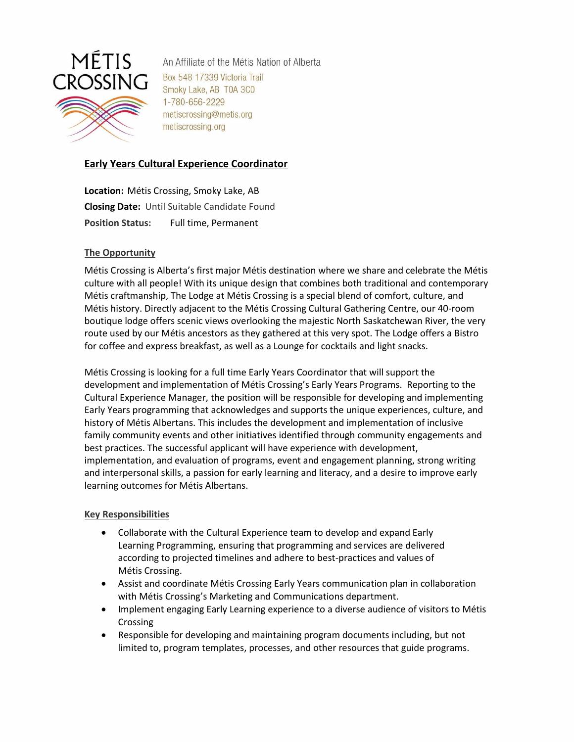MÉTIS CROSSING

An Affiliate of the Métis Nation of Alberta
Box 548 17339 Victoria Trail
Smoky Lake, AB T0A 3C0
1-780-656-2229
metiscrossing@metis.org
metiscrossing.org

## Early Years Cultural Experience Coordinator

**Location:** Métis Crossing, Smoky Lake, AB
**Closing Date:** Until Suitable Candidate Found
**Position Status:** Full time, Permanent

### The Opportunity

Métis Crossing is Alberta's first major Métis destination where we share and celebrate the Métis culture with all people! With its unique design that combines both traditional and contemporary Métis craftmanship, The Lodge at Métis Crossing is a special blend of comfort, culture, and Métis history. Directly adjacent to the Métis Crossing Cultural Gathering Centre, our 40-room boutique lodge offers scenic views overlooking the majestic North Saskatchewan River, the very route used by our Métis ancestors as they gathered at this very spot. The Lodge offers a Bistro for coffee and express breakfast, as well as a Lounge for cocktails and light snacks.

Métis Crossing is looking for a full time Early Years Coordinator that will support the development and implementation of Métis Crossing's Early Years Programs. Reporting to the Cultural Experience Manager, the position will be responsible for developing and implementing Early Years programming that acknowledges and supports the unique experiences, culture, and history of Métis Albertans. This includes the development and implementation of inclusive family community events and other initiatives identified through community engagements and best practices. The successful applicant will have experience with development, implementation, and evaluation of programs, event and engagement planning, strong writing and interpersonal skills, a passion for early learning and literacy, and a desire to improve early learning outcomes for Métis Albertans.

### Key Responsibilities

- Collaborate with the Cultural Experience team to develop and expand Early Learning Programming, ensuring that programming and services are delivered according to projected timelines and adhere to best-practices and values of Métis Crossing.
- Assist and coordinate Métis Crossing Early Years communication plan in collaboration with Métis Crossing's Marketing and Communications department.
- Implement engaging Early Learning experience to a diverse audience of visitors to Métis Crossing
- Responsible for developing and maintaining program documents including, but not limited to, program templates, processes, and other resources that guide programs.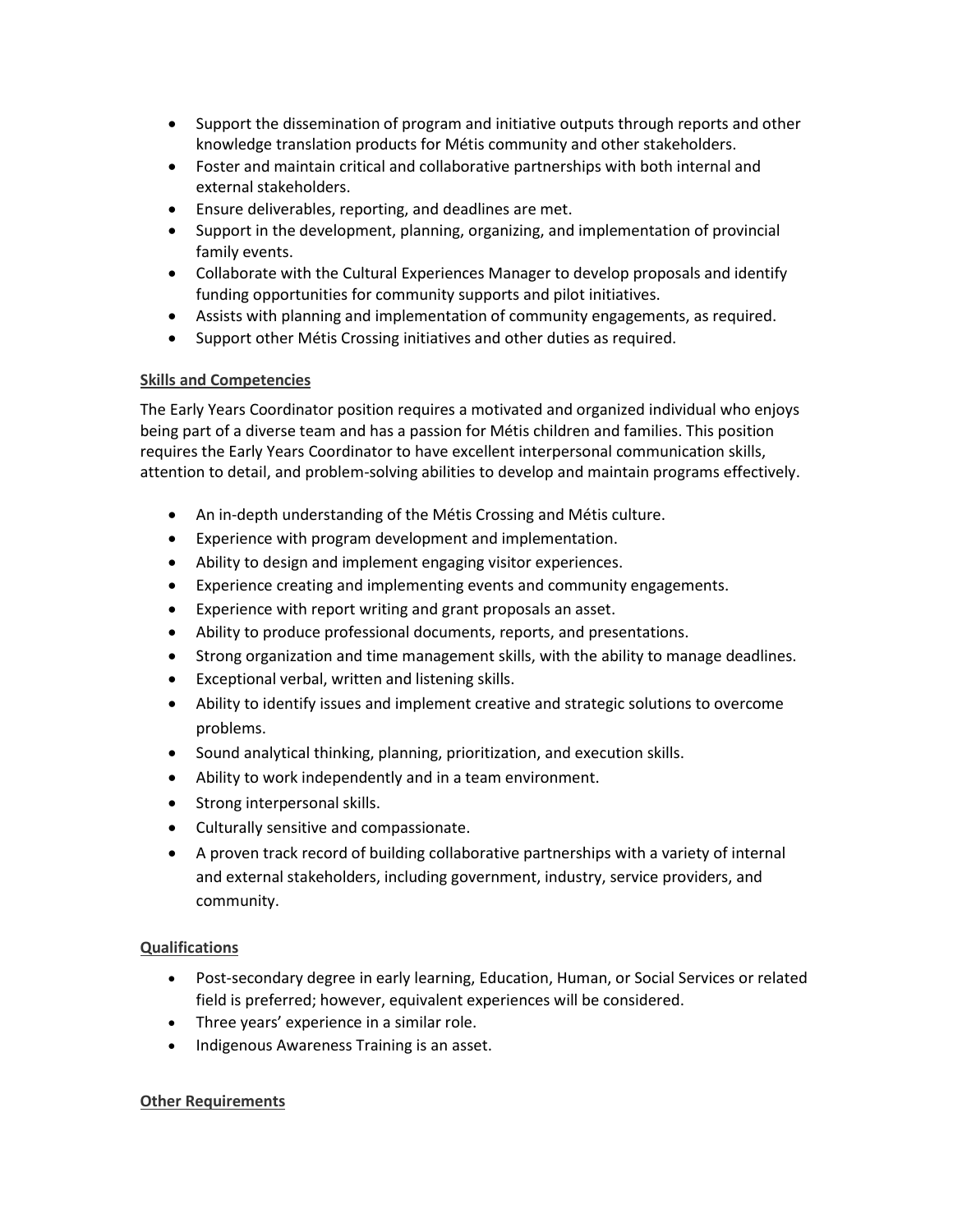- Support the dissemination of program and initiative outputs through reports and other knowledge translation products for Métis community and other stakeholders.
- Foster and maintain critical and collaborative partnerships with both internal and external stakeholders.
- Ensure deliverables, reporting, and deadlines are met.
- Support in the development, planning, organizing, and implementation of provincial family events.
- Collaborate with the Cultural Experiences Manager to develop proposals and identify funding opportunities for community supports and pilot initiatives.
- Assists with planning and implementation of community engagements, as required.
- Support other Métis Crossing initiatives and other duties as required.

## Skills and Competencies

The Early Years Coordinator position requires a motivated and organized individual who enjoys being part of a diverse team and has a passion for Métis children and families. This position requires the Early Years Coordinator to have excellent interpersonal communication skills, attention to detail, and problem-solving abilities to develop and maintain programs effectively.

- An in-depth understanding of the Métis Crossing and Métis culture.
- Experience with program development and implementation.
- Ability to design and implement engaging visitor experiences.
- Experience creating and implementing events and community engagements.
- Experience with report writing and grant proposals an asset.
- Ability to produce professional documents, reports, and presentations.
- Strong organization and time management skills, with the ability to manage deadlines.
- Exceptional verbal, written and listening skills.
- Ability to identify issues and implement creative and strategic solutions to overcome problems.
- Sound analytical thinking, planning, prioritization, and execution skills.
- Ability to work independently and in a team environment.
- Strong interpersonal skills.
- Culturally sensitive and compassionate.
- A proven track record of building collaborative partnerships with a variety of internal and external stakeholders, including government, industry, service providers, and community.

## Qualifications

- Post-secondary degree in early learning, Education, Human, or Social Services or related field is preferred; however, equivalent experiences will be considered.
- Three years' experience in a similar role.
- Indigenous Awareness Training is an asset.

## Other Requirements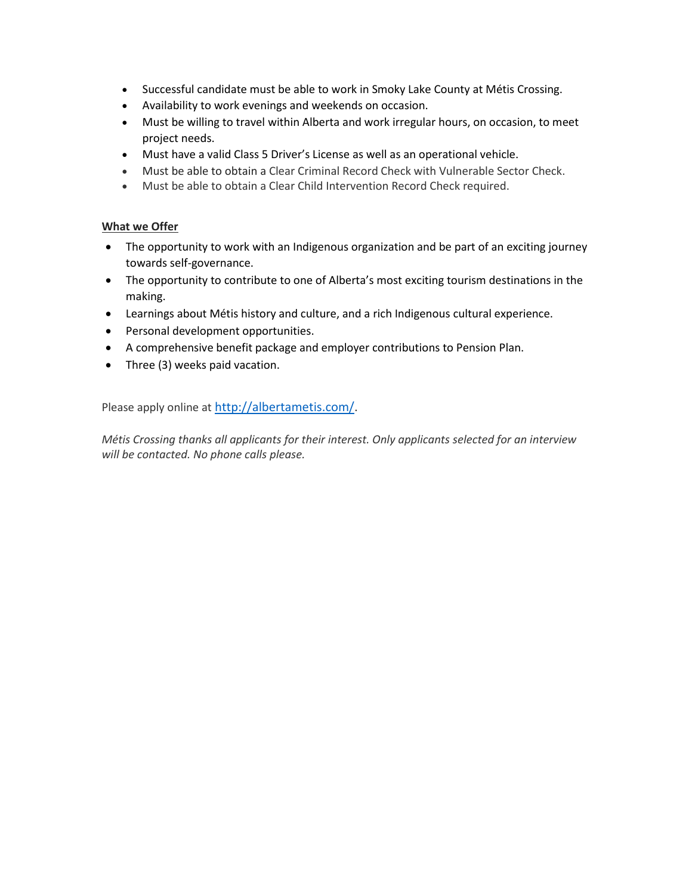- Successful candidate must be able to work in Smoky Lake County at Métis Crossing.
- Availability to work evenings and weekends on occasion.
- Must be willing to travel within Alberta and work irregular hours, on occasion, to meet project needs.
- Must have a valid Class 5 Driver's License as well as an operational vehicle.
- Must be able to obtain a Clear Criminal Record Check with Vulnerable Sector Check.
- Must be able to obtain a Clear Child Intervention Record Check required.

**What we Offer**

- The opportunity to work with an Indigenous organization and be part of an exciting journey towards self-governance.
- The opportunity to contribute to one of Alberta's most exciting tourism destinations in the making.
- Learnings about Métis history and culture, and a rich Indigenous cultural experience.
- Personal development opportunities.
- A comprehensive benefit package and employer contributions to Pension Plan.
- Three (3) weeks paid vacation.

Please apply online at [http://albertametis.com/](http://albertametis.com/).

*Métis Crossing thanks all applicants for their interest. Only applicants selected for an interview will be contacted. No phone calls please.*